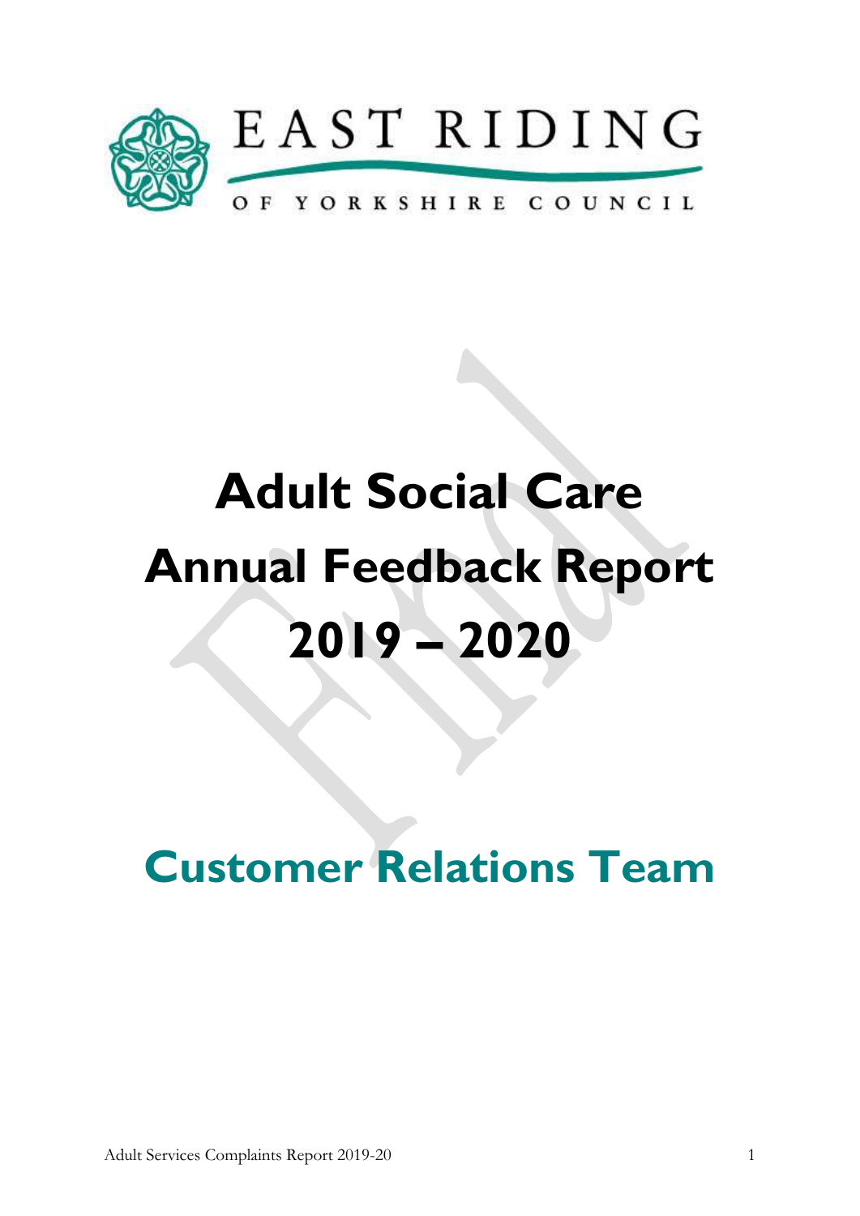EAST RIDING

OF YORKSHIRE COUNCIL

# Adult Social Care Annual Feedback Report 2019 – 2020

## Customer Relations Team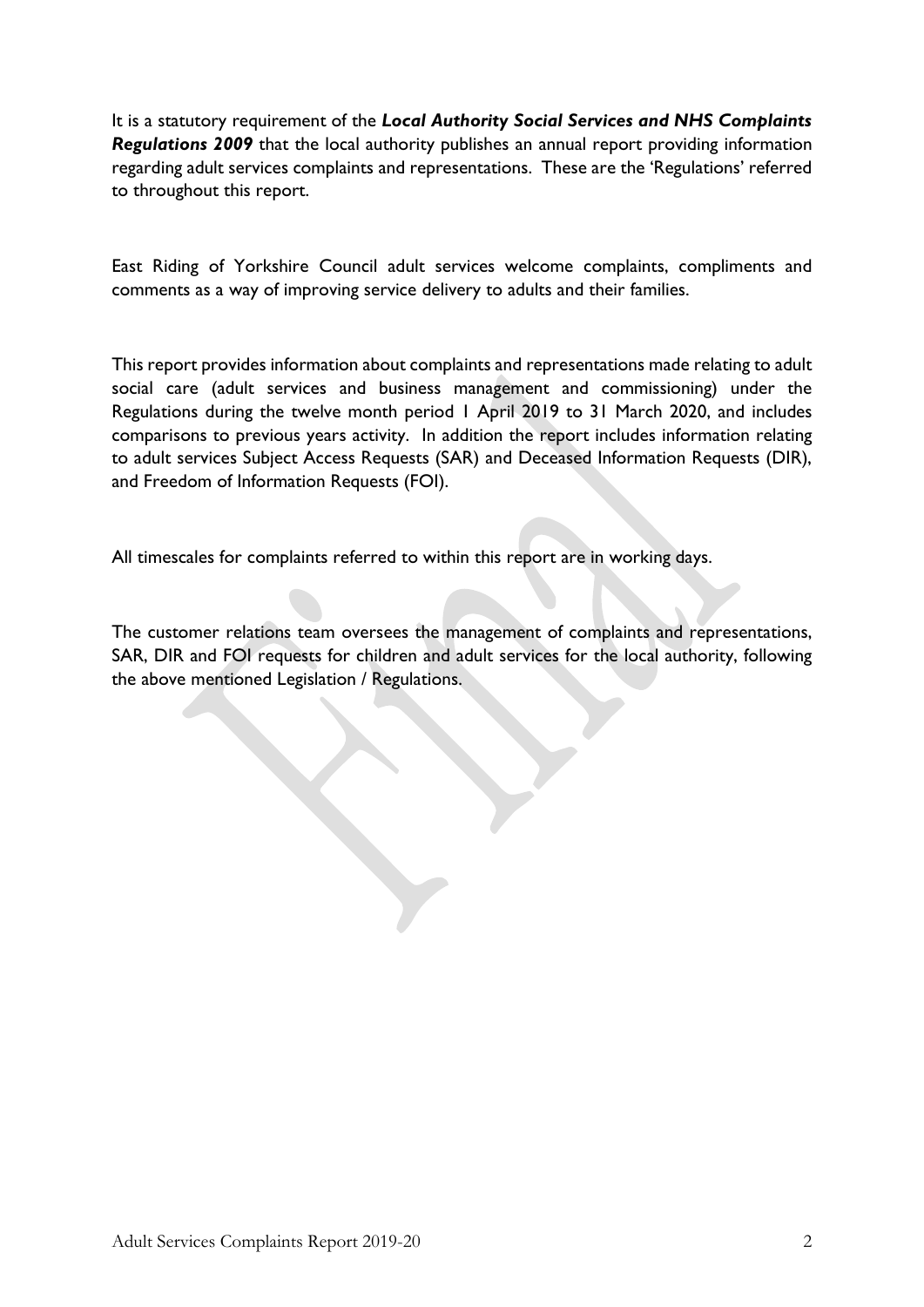It is a statutory requirement of the ***Local Authority Social Services and NHS Complaints Regulations 2009*** that the local authority publishes an annual report providing information regarding adult services complaints and representations. These are the 'Regulations' referred to throughout this report.

East Riding of Yorkshire Council adult services welcome complaints, compliments and comments as a way of improving service delivery to adults and their families.

This report provides information about complaints and representations made relating to adult social care (adult services and business management and commissioning) under the Regulations during the twelve month period 1 April 2019 to 31 March 2020, and includes comparisons to previous years activity. In addition the report includes information relating to adult services Subject Access Requests (SAR) and Deceased Information Requests (DIR), and Freedom of Information Requests (FOI).

All timescales for complaints referred to within this report are in working days.

The customer relations team oversees the management of complaints and representations, SAR, DIR and FOI requests for children and adult services for the local authority, following the above mentioned Legislation / Regulations.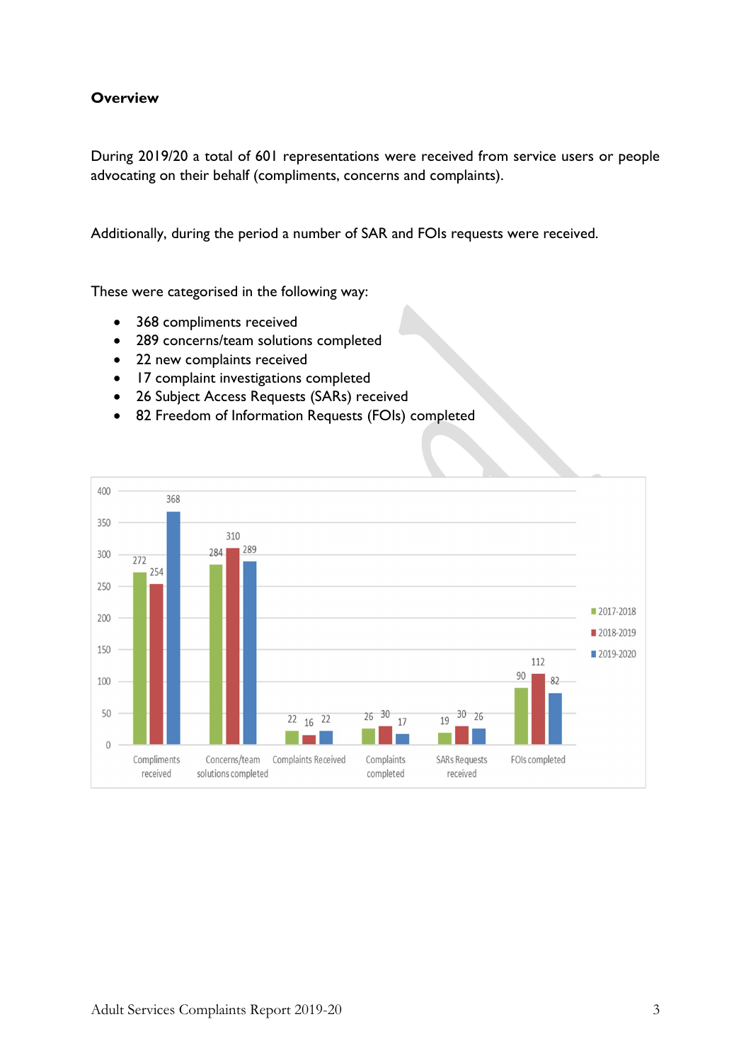**Overview**

During 2019/20 a total of 601 representations were received from service users or people advocating on their behalf (compliments, concerns and complaints).

Additionally, during the period a number of SAR and FOIs requests were received.

These were categorised in the following way:

- 368 compliments received
- 289 concerns/team solutions completed
- 22 new complaints received
- 17 complaint investigations completed
- 26 Subject Access Requests (SARs) received
- 82 Freedom of Information Requests (FOIs) completed

| | 2017-2018 | 2018-2019 | 2019-2020 |
|---|---|---|---|
| Compliments received | 272 | 254 | 368 |
| Concerns/team solutions completed | 284 | 310 | 289 |
| Complaints Received | 22 | 16 | 22 |
| Complaints completed | 26 | 30 | 17 |
| SARs Requests received | 19 | 30 | 26 |
| FOIs completed | 90 | 112 | 82 |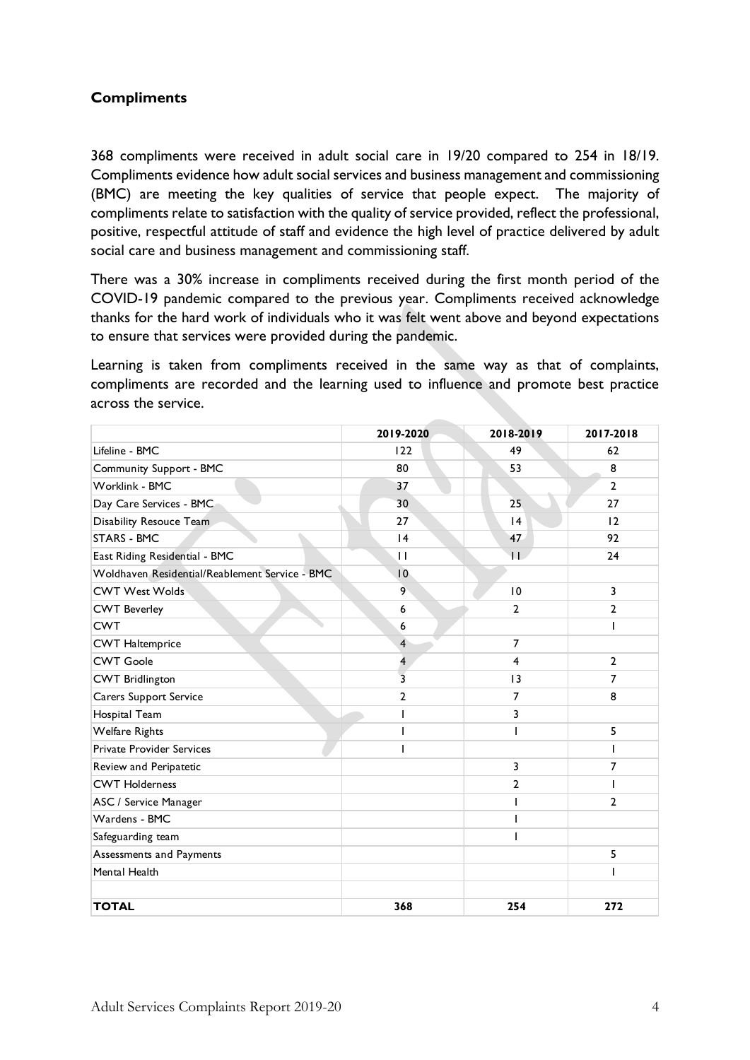### Compliments

368 compliments were received in adult social care in 19/20 compared to 254 in 18/19. Compliments evidence how adult social services and business management and commissioning (BMC) are meeting the key qualities of service that people expect. The majority of compliments relate to satisfaction with the quality of service provided, reflect the professional, positive, respectful attitude of staff and evidence the high level of practice delivered by adult social care and business management and commissioning staff.

There was a 30% increase in compliments received during the first month period of the COVID-19 pandemic compared to the previous year. Compliments received acknowledge thanks for the hard work of individuals who it was felt went above and beyond expectations to ensure that services were provided during the pandemic.

Learning is taken from compliments received in the same way as that of complaints, compliments are recorded and the learning used to influence and promote best practice across the service.

| | 2019-2020 | 2018-2019 | 2017-2018 |
|---|---|---|---|
| Lifeline - BMC | 122 | 49 | 62 |
| Community Support - BMC | 80 | 53 | 8 |
| Worklink - BMC | 37 | | 2 |
| Day Care Services - BMC | 30 | 25 | 27 |
| Disability Resouce Team | 27 | 14 | 12 |
| STARS - BMC | 14 | 47 | 92 |
| East Riding Residential - BMC | 11 | 11 | 24 |
| Woldhaven Residential/Reablement Service - BMC | 10 | | |
| CWT West Wolds | 9 | 10 | 3 |
| CWT Beverley | 6 | 2 | 2 |
| CWT | 6 | | 1 |
| CWT Haltemprice | 4 | 7 | |
| CWT Goole | 4 | 4 | 2 |
| CWT Bridlington | 3 | 13 | 7 |
| Carers Support Service | 2 | 7 | 8 |
| Hospital Team | 1 | 3 | |
| Welfare Rights | 1 | 1 | 5 |
| Private Provider Services | 1 | | 1 |
| Review and Peripatetic | | 3 | 7 |
| CWT Holderness | | 2 | 1 |
| ASC / Service Manager | | 1 | 2 |
| Wardens - BMC | | 1 | |
| Safeguarding team | | 1 | |
| Assessments and Payments | | | 5 |
| Mental Health | | | 1 |
| | | | |
| **TOTAL** | **368** | **254** | **272** |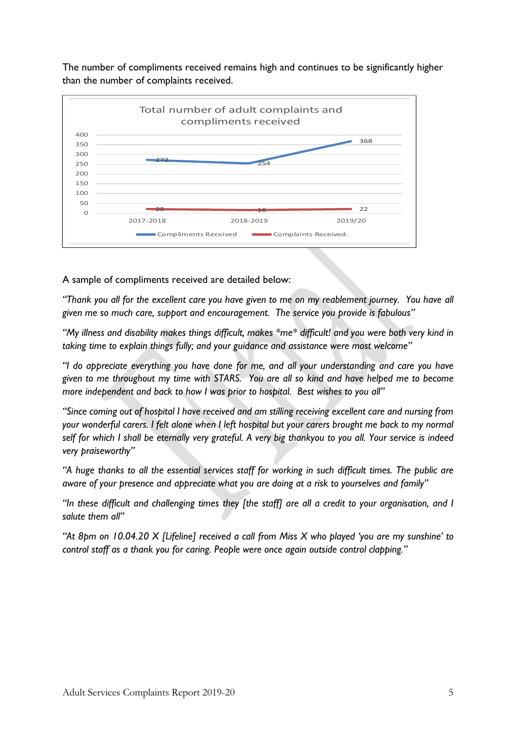The number of compliments received remains high and continues to be significantly higher than the number of complaints received.

**Total number of adult complaints and compliments received**

| | 2017-2018 | 2018-2019 | 2019/20 |
|---|---|---|---|
| Compliments Received | 272 | 254 | 368 |
| Complaints Received. | 22 | 16 | 22 |

A sample of compliments received are detailed below:

*"Thank you all for the excellent care you have given to me on my reablement journey. You have all given me so much care, support and encouragement. The service you provide is fabulous"*

*"My illness and disability makes things difficult, makes \*me\* difficult! and you were both very kind in taking time to explain things fully; and your guidance and assistance were most welcome"*

*"I do appreciate everything you have done for me, and all your understanding and care you have given to me throughout my time with STARS. You are all so kind and have helped me to become more independent and back to how I was prior to hospital. Best wishes to you all"*

*"Since coming out of hospital I have received and am stilling receiving excellent care and nursing from your wonderful carers. I felt alone when I left hospital but your carers brought me back to my normal self for which I shall be eternally very grateful. A very big thankyou to you all. Your service is indeed very praiseworthy"*

*"A huge thanks to all the essential services staff for working in such difficult times. The public are aware of your presence and appreciate what you are doing at a risk to yourselves and family"*

*"In these difficult and challenging times they [the staff] are all a credit to your organisation, and I salute them all"*

*"At 8pm on 10.04.20 X [Lifeline] received a call from Miss X who played 'you are my sunshine' to control staff as a thank you for caring. People were once again outside control clapping."*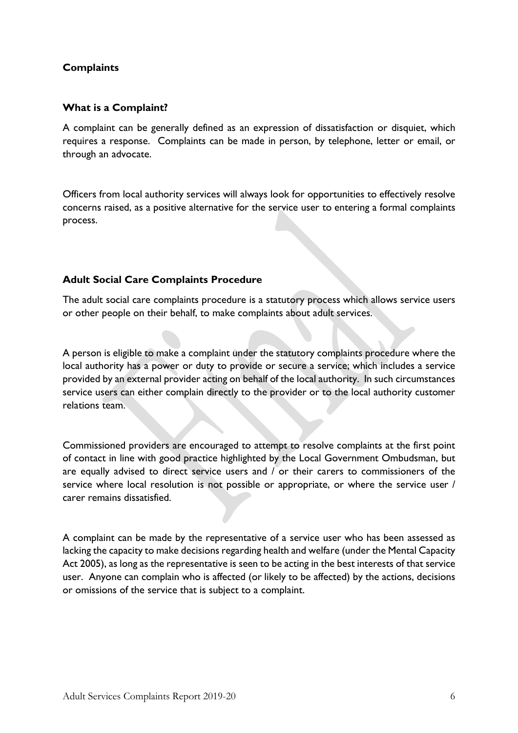## Complaints

### What is a Complaint?

A complaint can be generally defined as an expression of dissatisfaction or disquiet, which requires a response. Complaints can be made in person, by telephone, letter or email, or through an advocate.

Officers from local authority services will always look for opportunities to effectively resolve concerns raised, as a positive alternative for the service user to entering a formal complaints process.

### Adult Social Care Complaints Procedure

The adult social care complaints procedure is a statutory process which allows service users or other people on their behalf, to make complaints about adult services.

A person is eligible to make a complaint under the statutory complaints procedure where the local authority has a power or duty to provide or secure a service; which includes a service provided by an external provider acting on behalf of the local authority. In such circumstances service users can either complain directly to the provider or to the local authority customer relations team.

Commissioned providers are encouraged to attempt to resolve complaints at the first point of contact in line with good practice highlighted by the Local Government Ombudsman, but are equally advised to direct service users and / or their carers to commissioners of the service where local resolution is not possible or appropriate, or where the service user / carer remains dissatisfied.

A complaint can be made by the representative of a service user who has been assessed as lacking the capacity to make decisions regarding health and welfare (under the Mental Capacity Act 2005), as long as the representative is seen to be acting in the best interests of that service user. Anyone can complain who is affected (or likely to be affected) by the actions, decisions or omissions of the service that is subject to a complaint.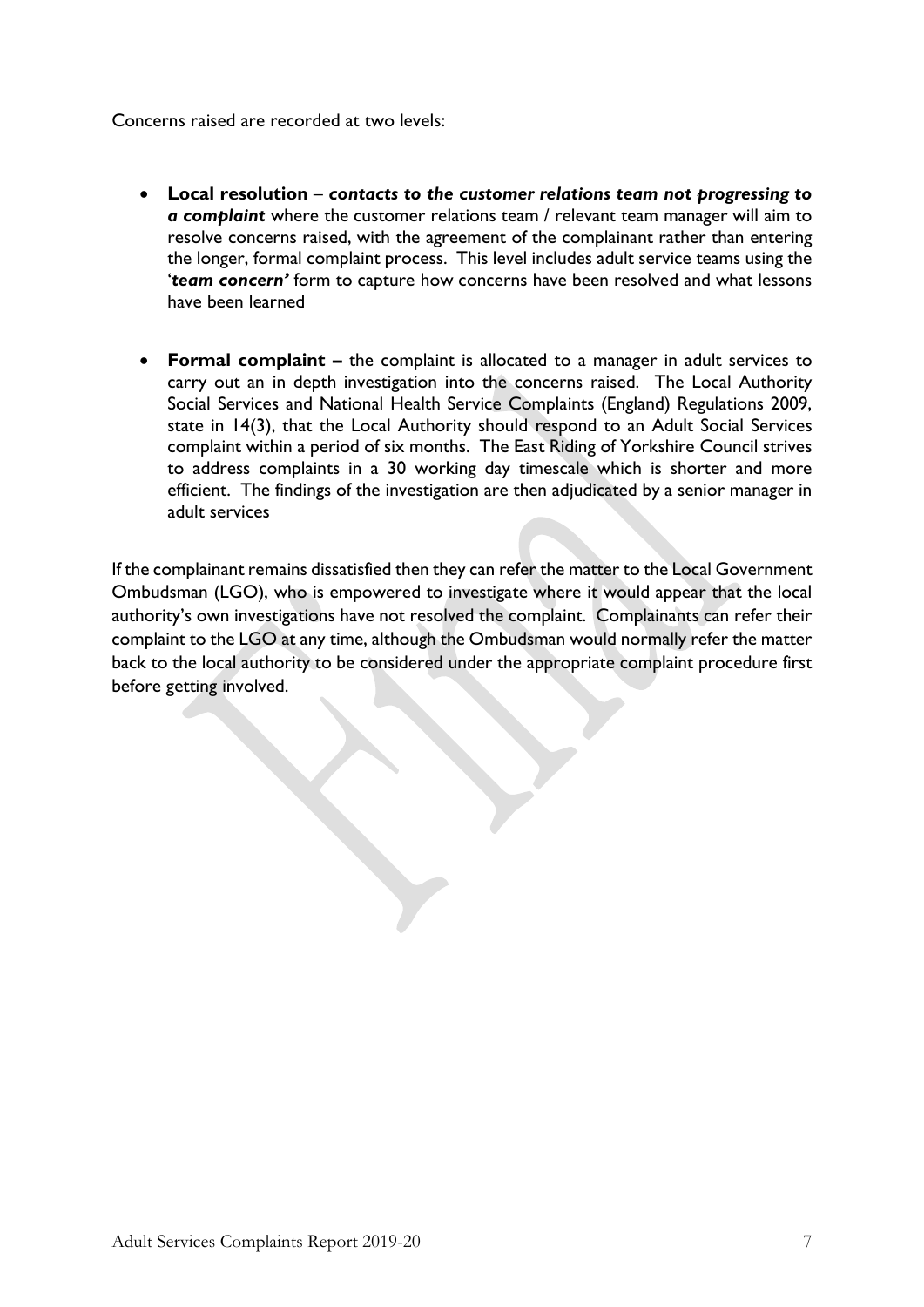Concerns raised are recorded at two levels:

- **Local resolution** – ***contacts to the customer relations team not progressing to a complaint*** where the customer relations team / relevant team manager will aim to resolve concerns raised, with the agreement of the complainant rather than entering the longer, formal complaint process. This level includes adult service teams using the '***team concern'*** form to capture how concerns have been resolved and what lessons have been learned

- **Formal complaint –** the complaint is allocated to a manager in adult services to carry out an in depth investigation into the concerns raised. The Local Authority Social Services and National Health Service Complaints (England) Regulations 2009, state in 14(3), that the Local Authority should respond to an Adult Social Services complaint within a period of six months. The East Riding of Yorkshire Council strives to address complaints in a 30 working day timescale which is shorter and more efficient. The findings of the investigation are then adjudicated by a senior manager in adult services

If the complainant remains dissatisfied then they can refer the matter to the Local Government Ombudsman (LGO), who is empowered to investigate where it would appear that the local authority's own investigations have not resolved the complaint. Complainants can refer their complaint to the LGO at any time, although the Ombudsman would normally refer the matter back to the local authority to be considered under the appropriate complaint procedure first before getting involved.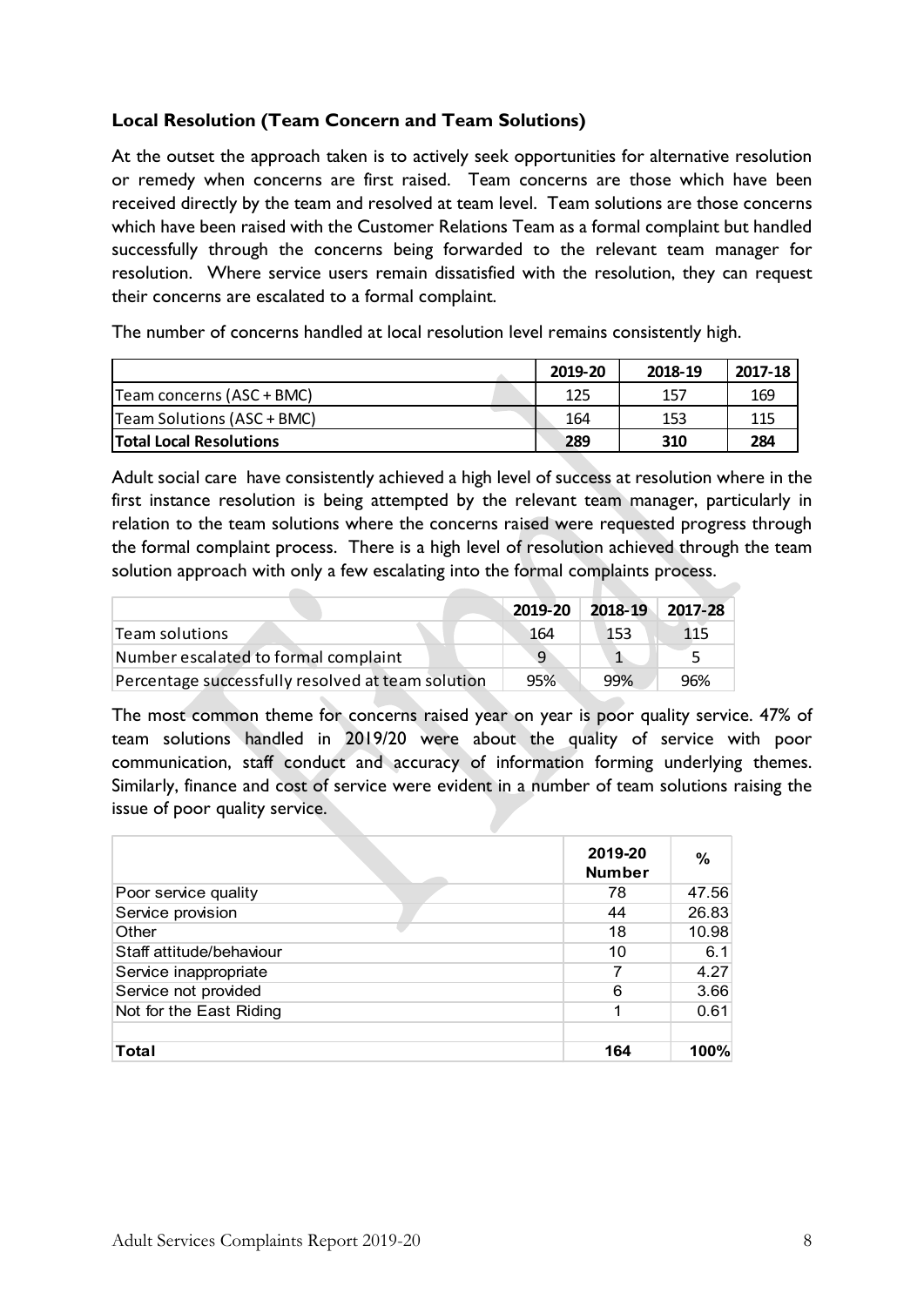### Local Resolution (Team Concern and Team Solutions)

At the outset the approach taken is to actively seek opportunities for alternative resolution or remedy when concerns are first raised. Team concerns are those which have been received directly by the team and resolved at team level. Team solutions are those concerns which have been raised with the Customer Relations Team as a formal complaint but handled successfully through the concerns being forwarded to the relevant team manager for resolution. Where service users remain dissatisfied with the resolution, they can request their concerns are escalated to a formal complaint.

The number of concerns handled at local resolution level remains consistently high.

| | 2019-20 | 2018-19 | 2017-18 |
|---|---|---|---|
| Team concerns (ASC + BMC) | 125 | 157 | 169 |
| Team Solutions (ASC + BMC) | 164 | 153 | 115 |
| **Total Local Resolutions** | **289** | **310** | **284** |

Adult social care have consistently achieved a high level of success at resolution where in the first instance resolution is being attempted by the relevant team manager, particularly in relation to the team solutions where the concerns raised were requested progress through the formal complaint process. There is a high level of resolution achieved through the team solution approach with only a few escalating into the formal complaints process.

| | 2019-20 | 2018-19 | 2017-28 |
|---|---|---|---|
| Team solutions | 164 | 153 | 115 |
| Number escalated to formal complaint | 9 | 1 | 5 |
| Percentage successfully resolved at team solution | 95% | 99% | 96% |

The most common theme for concerns raised year on year is poor quality service. 47% of team solutions handled in 2019/20 were about the quality of service with poor communication, staff conduct and accuracy of information forming underlying themes. Similarly, finance and cost of service were evident in a number of team solutions raising the issue of poor quality service.

| | 2019-20 Number | % |
|---|---|---|
| Poor service quality | 78 | 47.56 |
| Service provision | 44 | 26.83 |
| Other | 18 | 10.98 |
| Staff attitude/behaviour | 10 | 6.1 |
| Service inappropriate | 7 | 4.27 |
| Service not provided | 6 | 3.66 |
| Not for the East Riding | 1 | 0.61 |
| | | |
| **Total** | **164** | **100%** |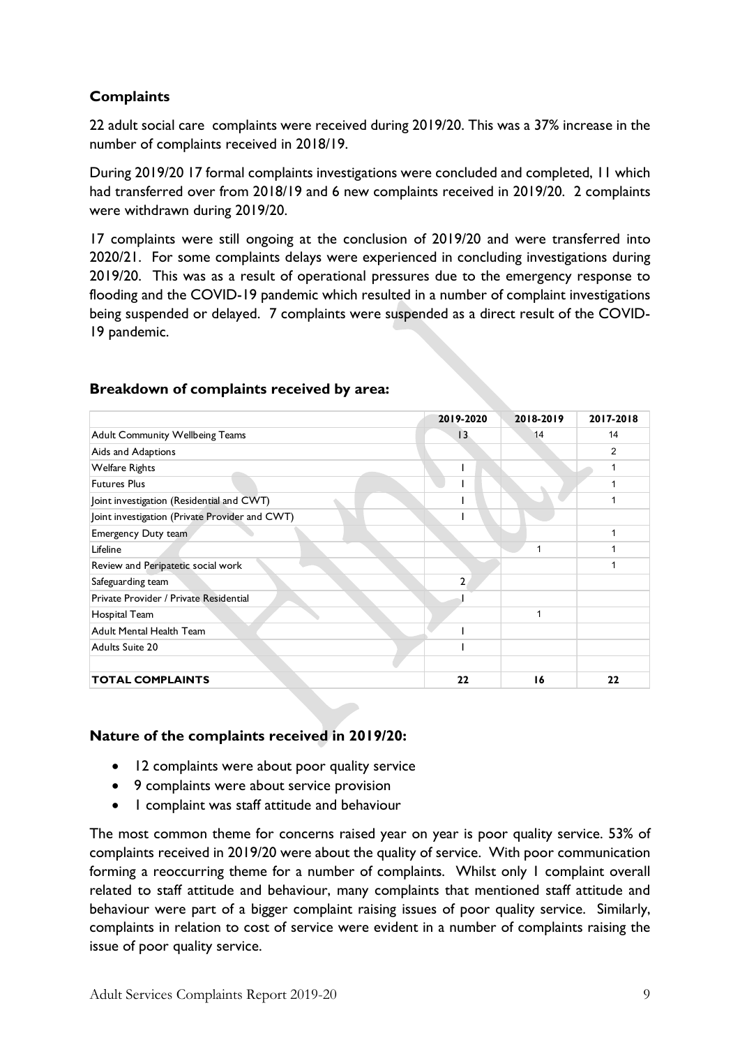## Complaints

22 adult social care complaints were received during 2019/20. This was a 37% increase in the number of complaints received in 2018/19.

During 2019/20 17 formal complaints investigations were concluded and completed, 11 which had transferred over from 2018/19 and 6 new complaints received in 2019/20. 2 complaints were withdrawn during 2019/20.

17 complaints were still ongoing at the conclusion of 2019/20 and were transferred into 2020/21. For some complaints delays were experienced in concluding investigations during 2019/20. This was as a result of operational pressures due to the emergency response to flooding and the COVID-19 pandemic which resulted in a number of complaint investigations being suspended or delayed. 7 complaints were suspended as a direct result of the COVID-19 pandemic.

### Breakdown of complaints received by area:

| | 2019-2020 | 2018-2019 | 2017-2018 |
|---|---|---|---|
| Adult Community Wellbeing Teams | 13 | 14 | 14 |
| Aids and Adaptions | | | 2 |
| Welfare Rights | 1 | | 1 |
| Futures Plus | 1 | | 1 |
| Joint investigation (Residential and CWT) | 1 | | 1 |
| Joint investigation (Private Provider and CWT) | 1 | | |
| Emergency Duty team | | | 1 |
| Lifeline | | 1 | 1 |
| Review and Peripatetic social work | | | 1 |
| Safeguarding team | 2 | | |
| Private Provider / Private Residential | 1 | | |
| Hospital Team | | 1 | |
| Adult Mental Health Team | 1 | | |
| Adults Suite 20 | 1 | | |
| | | | |
| **TOTAL COMPLAINTS** | **22** | **16** | **22** |

### Nature of the complaints received in 2019/20:

- 12 complaints were about poor quality service
- 9 complaints were about service provision
- 1 complaint was staff attitude and behaviour

The most common theme for concerns raised year on year is poor quality service. 53% of complaints received in 2019/20 were about the quality of service. With poor communication forming a reoccurring theme for a number of complaints. Whilst only 1 complaint overall related to staff attitude and behaviour, many complaints that mentioned staff attitude and behaviour were part of a bigger complaint raising issues of poor quality service. Similarly, complaints in relation to cost of service were evident in a number of complaints raising the issue of poor quality service.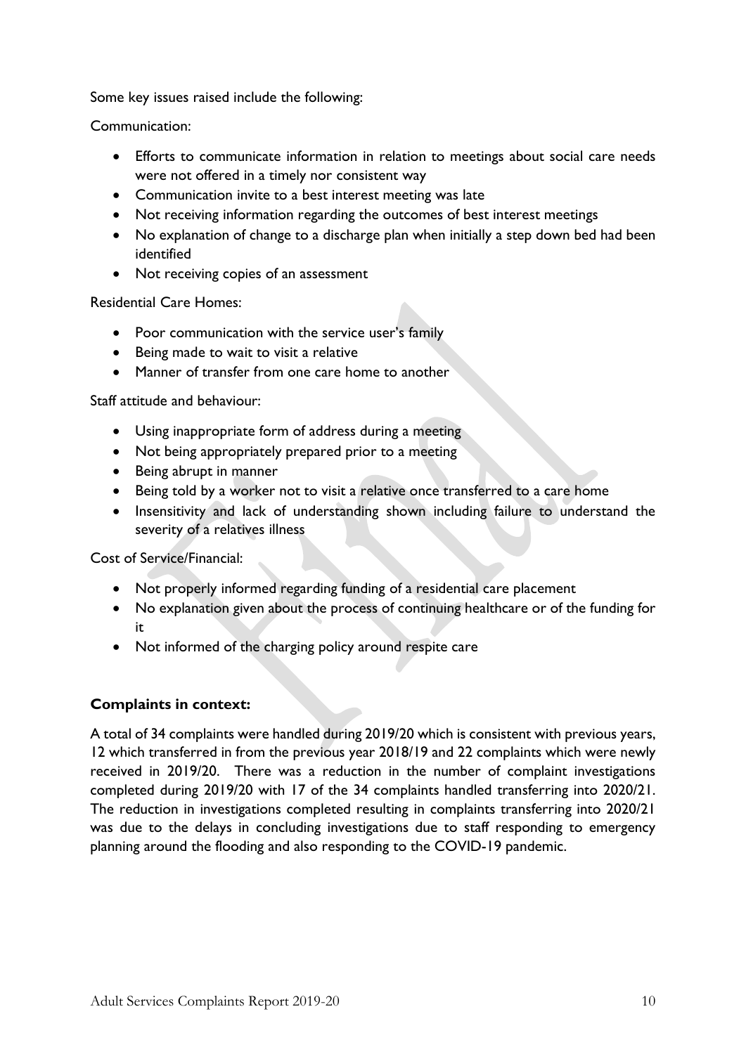Some key issues raised include the following:

Communication:

- Efforts to communicate information in relation to meetings about social care needs were not offered in a timely nor consistent way
- Communication invite to a best interest meeting was late
- Not receiving information regarding the outcomes of best interest meetings
- No explanation of change to a discharge plan when initially a step down bed had been identified
- Not receiving copies of an assessment

Residential Care Homes:

- Poor communication with the service user's family
- Being made to wait to visit a relative
- Manner of transfer from one care home to another

Staff attitude and behaviour:

- Using inappropriate form of address during a meeting
- Not being appropriately prepared prior to a meeting
- Being abrupt in manner
- Being told by a worker not to visit a relative once transferred to a care home
- Insensitivity and lack of understanding shown including failure to understand the severity of a relatives illness

Cost of Service/Financial:

- Not properly informed regarding funding of a residential care placement
- No explanation given about the process of continuing healthcare or of the funding for it
- Not informed of the charging policy around respite care

**Complaints in context:**

A total of 34 complaints were handled during 2019/20 which is consistent with previous years, 12 which transferred in from the previous year 2018/19 and 22 complaints which were newly received in 2019/20. There was a reduction in the number of complaint investigations completed during 2019/20 with 17 of the 34 complaints handled transferring into 2020/21. The reduction in investigations completed resulting in complaints transferring into 2020/21 was due to the delays in concluding investigations due to staff responding to emergency planning around the flooding and also responding to the COVID-19 pandemic.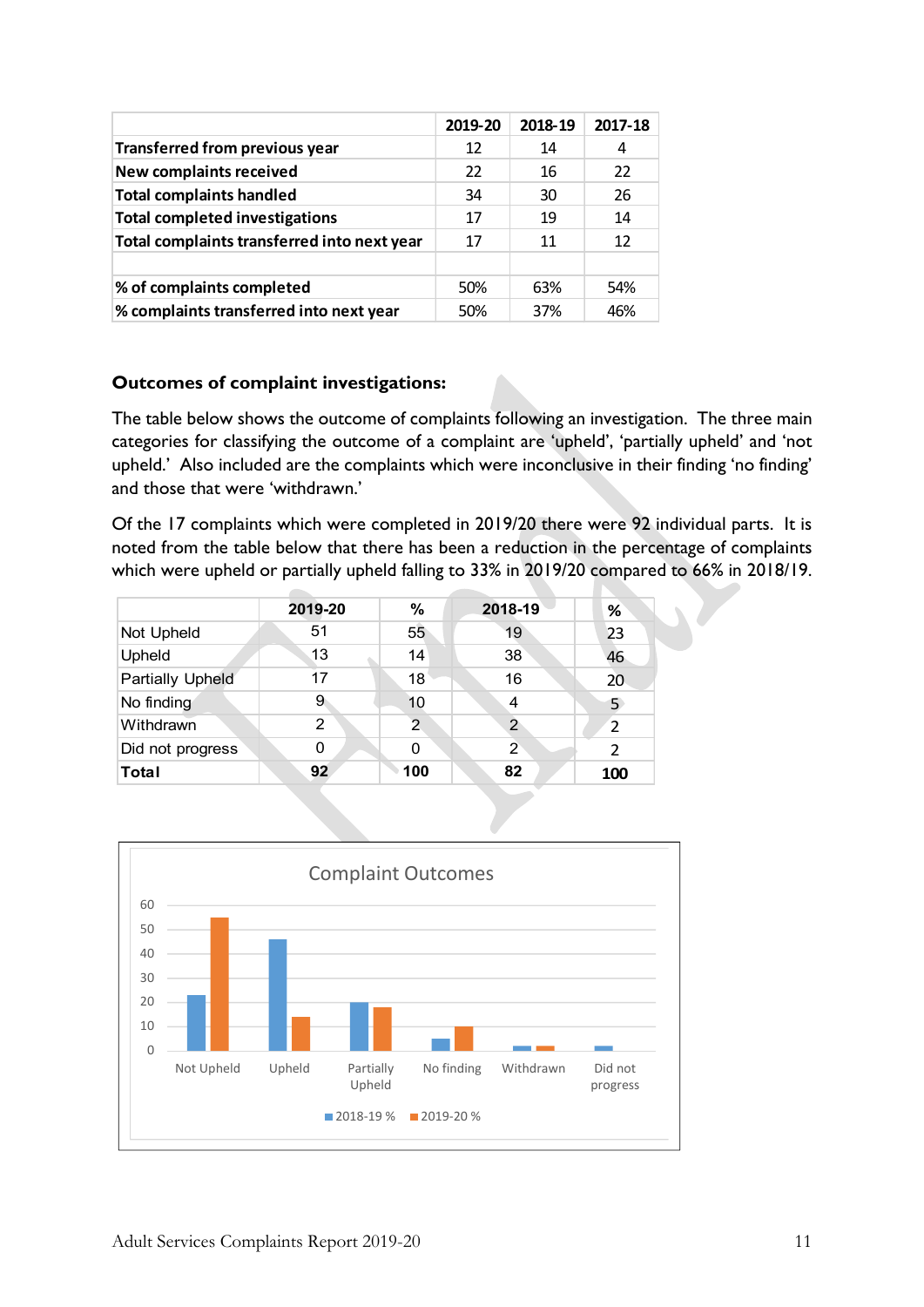| | 2019-20 | 2018-19 | 2017-18 |
|---|---|---|---|
| Transferred from previous year | 12 | 14 | 4 |
| New complaints received | 22 | 16 | 22 |
| Total complaints handled | 34 | 30 | 26 |
| Total completed investigations | 17 | 19 | 14 |
| Total complaints transferred into next year | 17 | 11 | 12 |
| | | | |
| % of complaints completed | 50% | 63% | 54% |
| % complaints transferred into next year | 50% | 37% | 46% |

**Outcomes of complaint investigations:**

The table below shows the outcome of complaints following an investigation. The three main categories for classifying the outcome of a complaint are 'upheld', 'partially upheld' and 'not upheld.' Also included are the complaints which were inconclusive in their finding 'no finding' and those that were 'withdrawn.'

Of the 17 complaints which were completed in 2019/20 there were 92 individual parts. It is noted from the table below that there has been a reduction in the percentage of complaints which were upheld or partially upheld falling to 33% in 2019/20 compared to 66% in 2018/19.

| | 2019-20 | % | 2018-19 | % |
|---|---|---|---|---|
| Not Upheld | 51 | 55 | 19 | 23 |
| Upheld | 13 | 14 | 38 | 46 |
| Partially Upheld | 17 | 18 | 16 | 20 |
| No finding | 9 | 10 | 4 | 5 |
| Withdrawn | 2 | 2 | 2 | 2 |
| Did not progress | 0 | 0 | 2 | 2 |
| **Total** | **92** | **100** | **82** | **100** |

Complaint Outcomes

| | 2018-19 % | 2019-20 % |
|---|---|---|
| Not Upheld | 23 | 55 |
| Upheld | 46 | 14 |
| Partially Upheld | 20 | 18 |
| No finding | 5 | 10 |
| Withdrawn | 2 | 2 |
| Did not progress | 2 | 0 |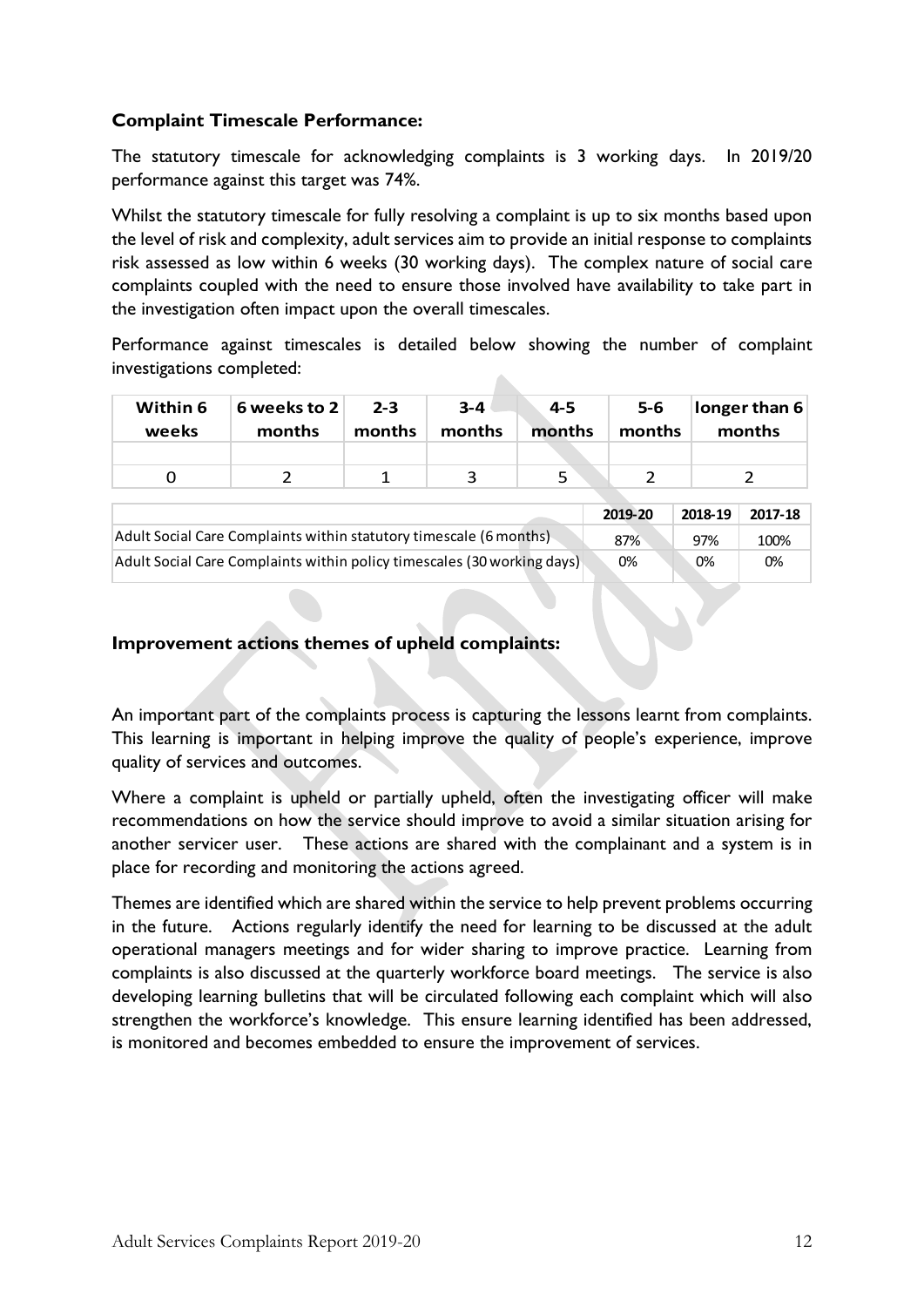**Complaint Timescale Performance:**

The statutory timescale for acknowledging complaints is 3 working days. In 2019/20 performance against this target was 74%.

Whilst the statutory timescale for fully resolving a complaint is up to six months based upon the level of risk and complexity, adult services aim to provide an initial response to complaints risk assessed as low within 6 weeks (30 working days). The complex nature of social care complaints coupled with the need to ensure those involved have availability to take part in the investigation often impact upon the overall timescales.

Performance against timescales is detailed below showing the number of complaint investigations completed:

| Within 6 weeks | 6 weeks to 2 months | 2-3 months | 3-4 months | 4-5 months | 5-6 months | longer than 6 months |
|---|---|---|---|---|---|---|
| | | | | | | |
| 0 | 2 | 1 | 3 | 5 | 2 | 2 |

| | 2019-20 | 2018-19 | 2017-18 |
|---|---|---|---|
| Adult Social Care Complaints within statutory timescale (6 months) | 87% | 97% | 100% |
| Adult Social Care Complaints within policy timescales (30 working days) | 0% | 0% | 0% |

**Improvement actions themes of upheld complaints:**

An important part of the complaints process is capturing the lessons learnt from complaints. This learning is important in helping improve the quality of people's experience, improve quality of services and outcomes.

Where a complaint is upheld or partially upheld, often the investigating officer will make recommendations on how the service should improve to avoid a similar situation arising for another servicer user. These actions are shared with the complainant and a system is in place for recording and monitoring the actions agreed.

Themes are identified which are shared within the service to help prevent problems occurring in the future. Actions regularly identify the need for learning to be discussed at the adult operational managers meetings and for wider sharing to improve practice. Learning from complaints is also discussed at the quarterly workforce board meetings. The service is also developing learning bulletins that will be circulated following each complaint which will also strengthen the workforce's knowledge. This ensure learning identified has been addressed, is monitored and becomes embedded to ensure the improvement of services.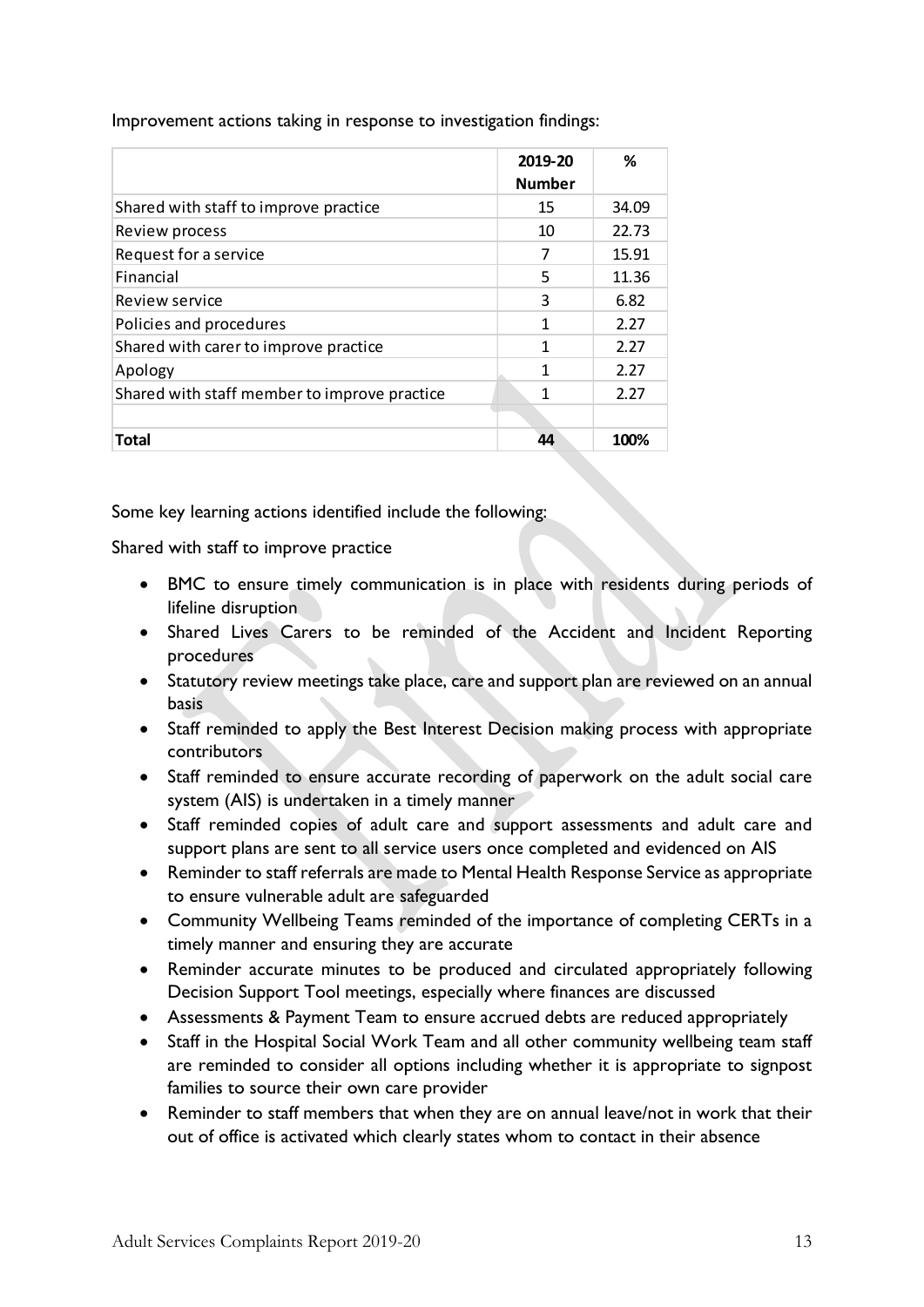Improvement actions taking in response to investigation findings:

| | 2019-20 Number | % |
|---|---|---|
| Shared with staff to improve practice | 15 | 34.09 |
| Review process | 10 | 22.73 |
| Request for a service | 7 | 15.91 |
| Financial | 5 | 11.36 |
| Review service | 3 | 6.82 |
| Policies and procedures | 1 | 2.27 |
| Shared with carer to improve practice | 1 | 2.27 |
| Apology | 1 | 2.27 |
| Shared with staff member to improve practice | 1 | 2.27 |
| | | |
| **Total** | **44** | **100%** |

Some key learning actions identified include the following:

Shared with staff to improve practice

- BMC to ensure timely communication is in place with residents during periods of lifeline disruption
- Shared Lives Carers to be reminded of the Accident and Incident Reporting procedures
- Statutory review meetings take place, care and support plan are reviewed on an annual basis
- Staff reminded to apply the Best Interest Decision making process with appropriate contributors
- Staff reminded to ensure accurate recording of paperwork on the adult social care system (AIS) is undertaken in a timely manner
- Staff reminded copies of adult care and support assessments and adult care and support plans are sent to all service users once completed and evidenced on AIS
- Reminder to staff referrals are made to Mental Health Response Service as appropriate to ensure vulnerable adult are safeguarded
- Community Wellbeing Teams reminded of the importance of completing CERTs in a timely manner and ensuring they are accurate
- Reminder accurate minutes to be produced and circulated appropriately following Decision Support Tool meetings, especially where finances are discussed
- Assessments & Payment Team to ensure accrued debts are reduced appropriately
- Staff in the Hospital Social Work Team and all other community wellbeing team staff are reminded to consider all options including whether it is appropriate to signpost families to source their own care provider
- Reminder to staff members that when they are on annual leave/not in work that their out of office is activated which clearly states whom to contact in their absence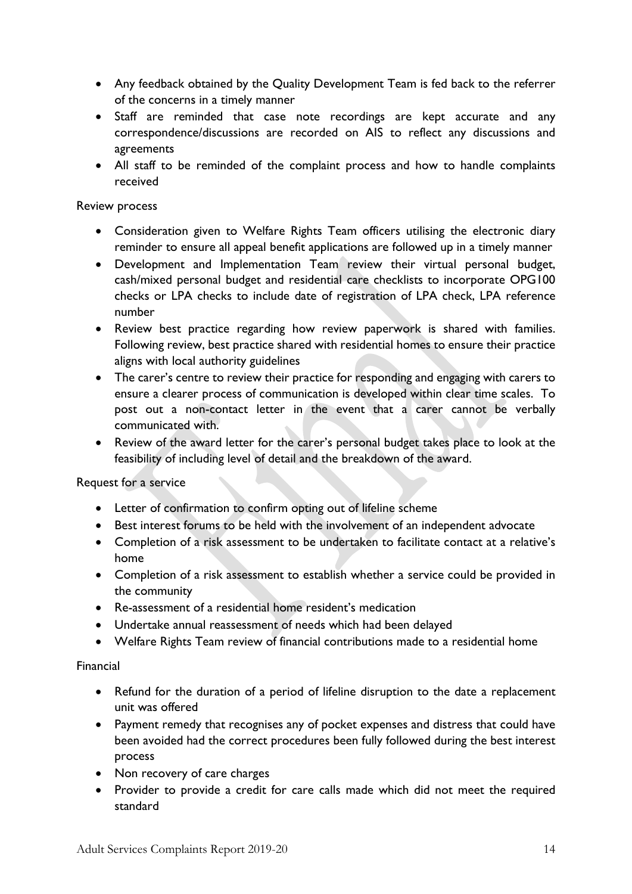- Any feedback obtained by the Quality Development Team is fed back to the referrer of the concerns in a timely manner
- Staff are reminded that case note recordings are kept accurate and any correspondence/discussions are recorded on AIS to reflect any discussions and agreements
- All staff to be reminded of the complaint process and how to handle complaints received

Review process

- Consideration given to Welfare Rights Team officers utilising the electronic diary reminder to ensure all appeal benefit applications are followed up in a timely manner
- Development and Implementation Team review their virtual personal budget, cash/mixed personal budget and residential care checklists to incorporate OPG100 checks or LPA checks to include date of registration of LPA check, LPA reference number
- Review best practice regarding how review paperwork is shared with families. Following review, best practice shared with residential homes to ensure their practice aligns with local authority guidelines
- The carer's centre to review their practice for responding and engaging with carers to ensure a clearer process of communication is developed within clear time scales. To post out a non-contact letter in the event that a carer cannot be verbally communicated with.
- Review of the award letter for the carer's personal budget takes place to look at the feasibility of including level of detail and the breakdown of the award.

Request for a service

- Letter of confirmation to confirm opting out of lifeline scheme
- Best interest forums to be held with the involvement of an independent advocate
- Completion of a risk assessment to be undertaken to facilitate contact at a relative's home
- Completion of a risk assessment to establish whether a service could be provided in the community
- Re-assessment of a residential home resident's medication
- Undertake annual reassessment of needs which had been delayed
- Welfare Rights Team review of financial contributions made to a residential home

Financial

- Refund for the duration of a period of lifeline disruption to the date a replacement unit was offered
- Payment remedy that recognises any of pocket expenses and distress that could have been avoided had the correct procedures been fully followed during the best interest process
- Non recovery of care charges
- Provider to provide a credit for care calls made which did not meet the required standard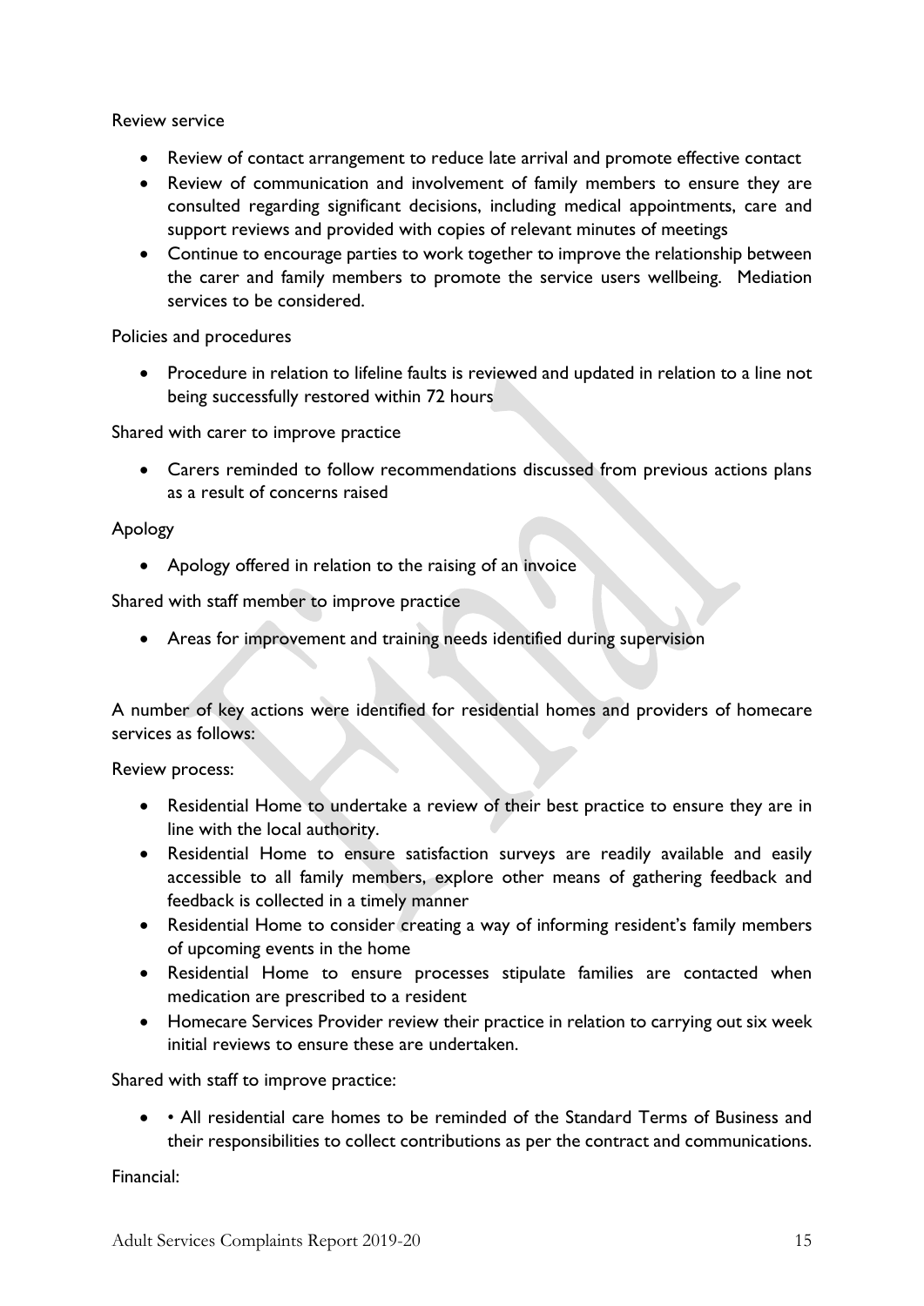Review service

- Review of contact arrangement to reduce late arrival and promote effective contact
- Review of communication and involvement of family members to ensure they are consulted regarding significant decisions, including medical appointments, care and support reviews and provided with copies of relevant minutes of meetings
- Continue to encourage parties to work together to improve the relationship between the carer and family members to promote the service users wellbeing. Mediation services to be considered.

Policies and procedures

- Procedure in relation to lifeline faults is reviewed and updated in relation to a line not being successfully restored within 72 hours

Shared with carer to improve practice

- Carers reminded to follow recommendations discussed from previous actions plans as a result of concerns raised

Apology

- Apology offered in relation to the raising of an invoice

Shared with staff member to improve practice

- Areas for improvement and training needs identified during supervision

A number of key actions were identified for residential homes and providers of homecare services as follows:

Review process:

- Residential Home to undertake a review of their best practice to ensure they are in line with the local authority.
- Residential Home to ensure satisfaction surveys are readily available and easily accessible to all family members, explore other means of gathering feedback and feedback is collected in a timely manner
- Residential Home to consider creating a way of informing resident's family members of upcoming events in the home
- Residential Home to ensure processes stipulate families are contacted when medication are prescribed to a resident
- Homecare Services Provider review their practice in relation to carrying out six week initial reviews to ensure these are undertaken.

Shared with staff to improve practice:

- • All residential care homes to be reminded of the Standard Terms of Business and their responsibilities to collect contributions as per the contract and communications.

Financial: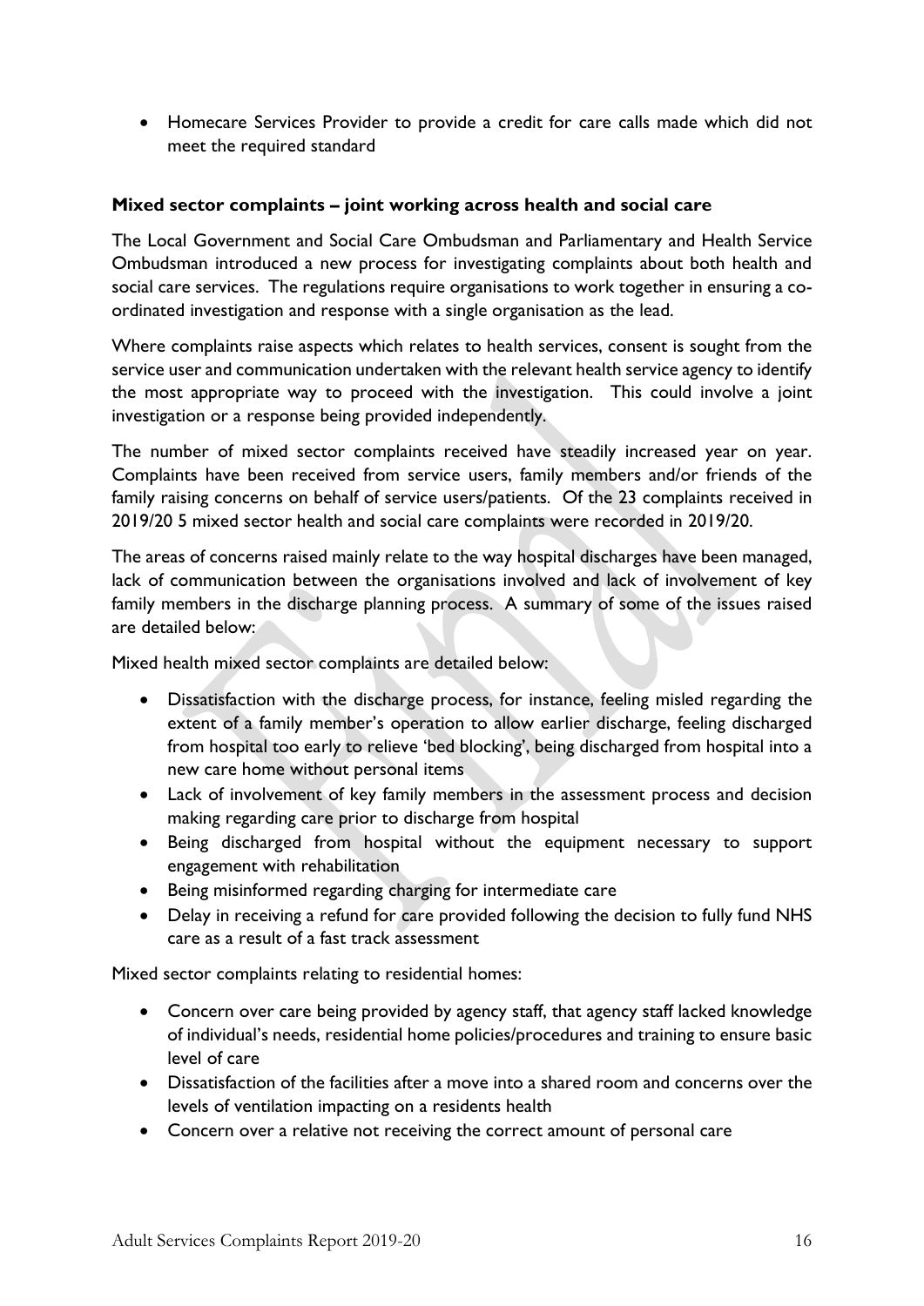- Homecare Services Provider to provide a credit for care calls made which did not meet the required standard

**Mixed sector complaints – joint working across health and social care**

The Local Government and Social Care Ombudsman and Parliamentary and Health Service Ombudsman introduced a new process for investigating complaints about both health and social care services. The regulations require organisations to work together in ensuring a co-ordinated investigation and response with a single organisation as the lead.

Where complaints raise aspects which relates to health services, consent is sought from the service user and communication undertaken with the relevant health service agency to identify the most appropriate way to proceed with the investigation. This could involve a joint investigation or a response being provided independently.

The number of mixed sector complaints received have steadily increased year on year. Complaints have been received from service users, family members and/or friends of the family raising concerns on behalf of service users/patients. Of the 23 complaints received in 2019/20 5 mixed sector health and social care complaints were recorded in 2019/20.

The areas of concerns raised mainly relate to the way hospital discharges have been managed, lack of communication between the organisations involved and lack of involvement of key family members in the discharge planning process. A summary of some of the issues raised are detailed below:

Mixed health mixed sector complaints are detailed below:

- Dissatisfaction with the discharge process, for instance, feeling misled regarding the extent of a family member's operation to allow earlier discharge, feeling discharged from hospital too early to relieve 'bed blocking', being discharged from hospital into a new care home without personal items
- Lack of involvement of key family members in the assessment process and decision making regarding care prior to discharge from hospital
- Being discharged from hospital without the equipment necessary to support engagement with rehabilitation
- Being misinformed regarding charging for intermediate care
- Delay in receiving a refund for care provided following the decision to fully fund NHS care as a result of a fast track assessment

Mixed sector complaints relating to residential homes:

- Concern over care being provided by agency staff, that agency staff lacked knowledge of individual's needs, residential home policies/procedures and training to ensure basic level of care
- Dissatisfaction of the facilities after a move into a shared room and concerns over the levels of ventilation impacting on a residents health
- Concern over a relative not receiving the correct amount of personal care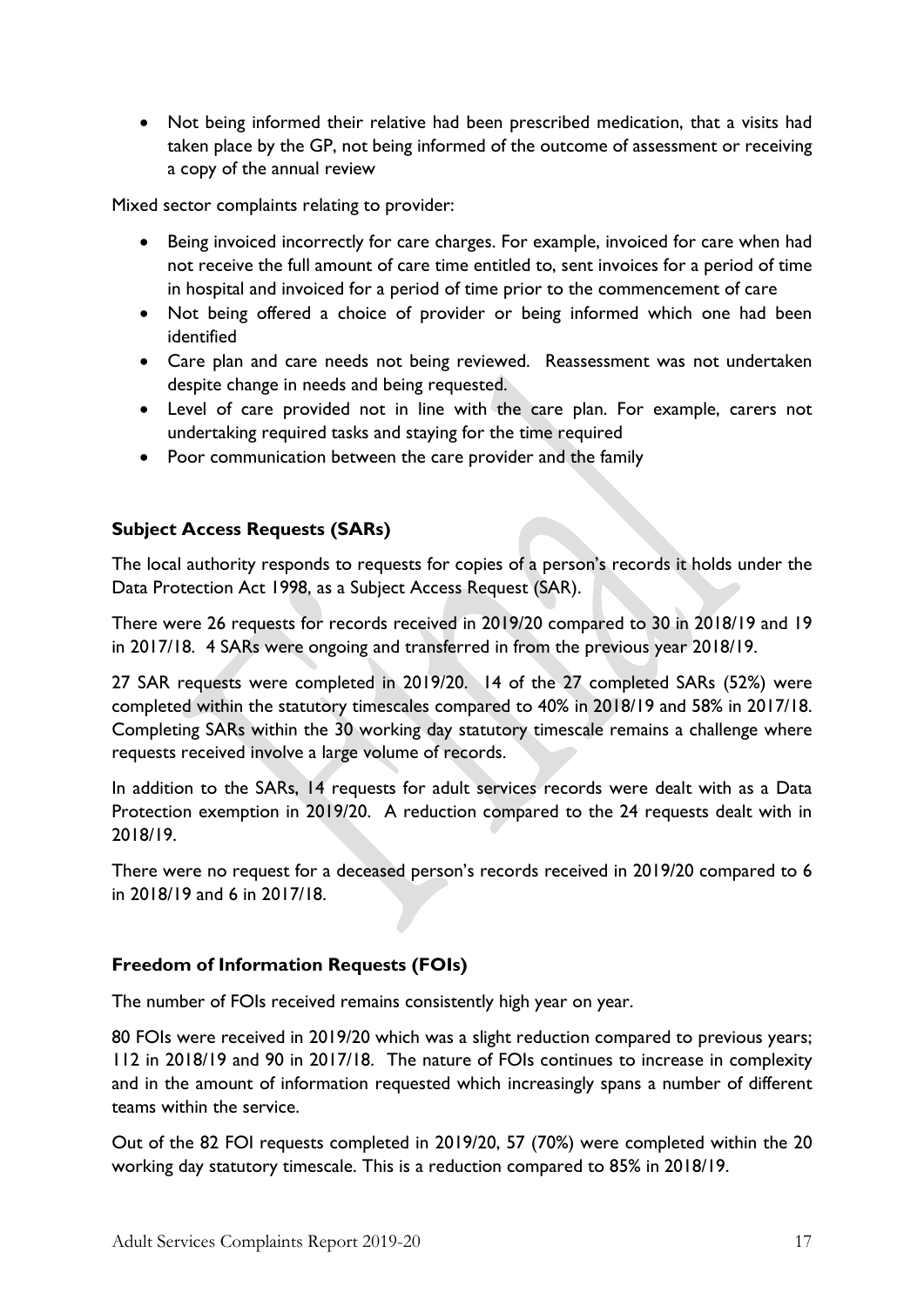- Not being informed their relative had been prescribed medication, that a visits had taken place by the GP, not being informed of the outcome of assessment or receiving a copy of the annual review

Mixed sector complaints relating to provider:

- Being invoiced incorrectly for care charges. For example, invoiced for care when had not receive the full amount of care time entitled to, sent invoices for a period of time in hospital and invoiced for a period of time prior to the commencement of care
- Not being offered a choice of provider or being informed which one had been identified
- Care plan and care needs not being reviewed. Reassessment was not undertaken despite change in needs and being requested.
- Level of care provided not in line with the care plan. For example, carers not undertaking required tasks and staying for the time required
- Poor communication between the care provider and the family

### Subject Access Requests (SARs)

The local authority responds to requests for copies of a person's records it holds under the Data Protection Act 1998, as a Subject Access Request (SAR).

There were 26 requests for records received in 2019/20 compared to 30 in 2018/19 and 19 in 2017/18. 4 SARs were ongoing and transferred in from the previous year 2018/19.

27 SAR requests were completed in 2019/20. 14 of the 27 completed SARs (52%) were completed within the statutory timescales compared to 40% in 2018/19 and 58% in 2017/18. Completing SARs within the 30 working day statutory timescale remains a challenge where requests received involve a large volume of records.

In addition to the SARs, 14 requests for adult services records were dealt with as a Data Protection exemption in 2019/20. A reduction compared to the 24 requests dealt with in 2018/19.

There were no request for a deceased person's records received in 2019/20 compared to 6 in 2018/19 and 6 in 2017/18.

### Freedom of Information Requests (FOIs)

The number of FOIs received remains consistently high year on year.

80 FOIs were received in 2019/20 which was a slight reduction compared to previous years; 112 in 2018/19 and 90 in 2017/18. The nature of FOIs continues to increase in complexity and in the amount of information requested which increasingly spans a number of different teams within the service.

Out of the 82 FOI requests completed in 2019/20, 57 (70%) were completed within the 20 working day statutory timescale. This is a reduction compared to 85% in 2018/19.